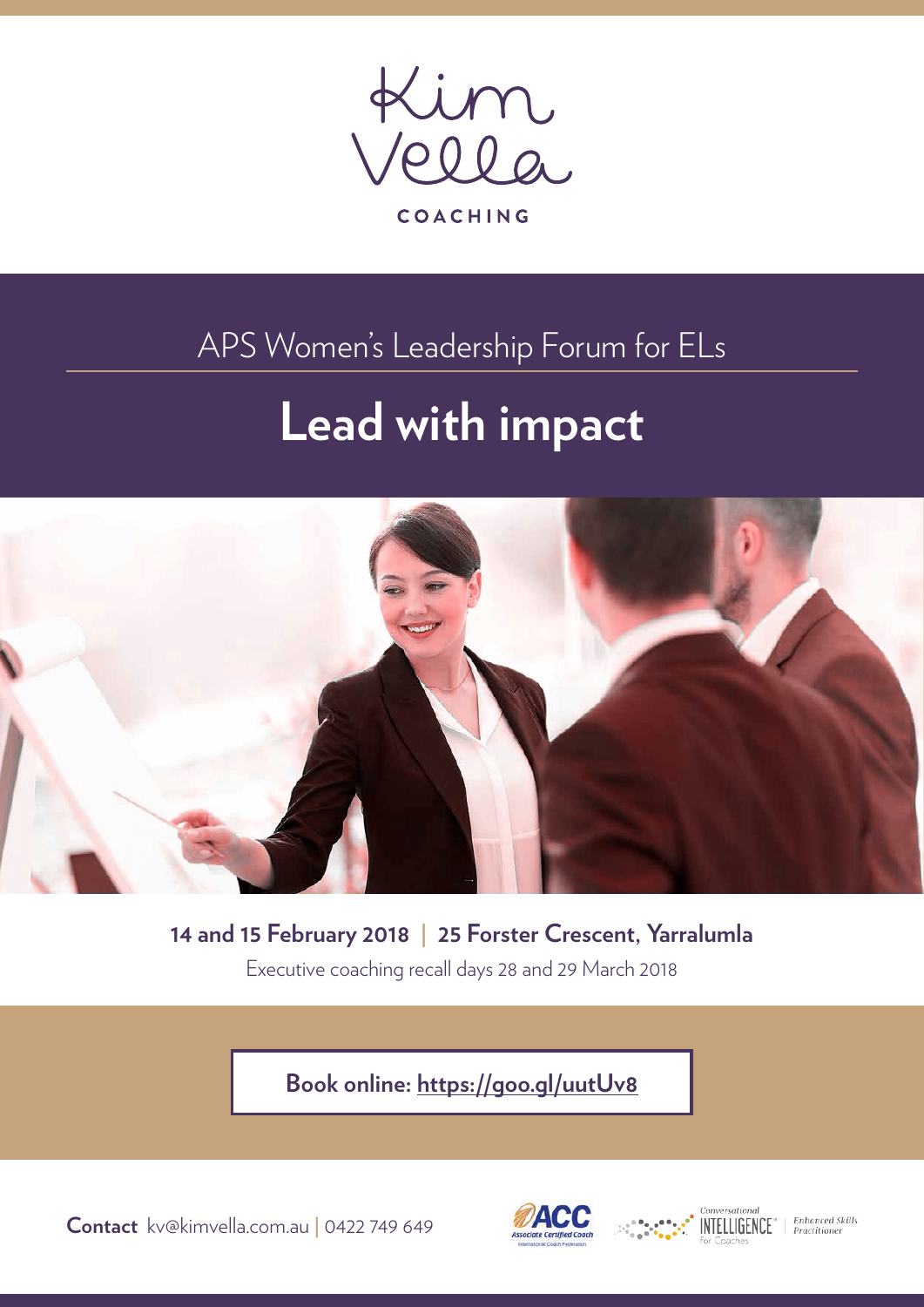Kim Vella

COACHING

APS Women's Leadership Forum for ELs

# Lead with impact

**14 and 15 February 2018 | 25 Forster Crescent, Yarralumla**

Executive coaching recall days 28 and 29 March 2018

**Book online: https://goo.gl/uutUv8**

**Contact** kv@kimvella.com.au | 0422 749 649

ACC Associate Certified Coach International Coach Federation

Conversational INTELLIGENCE® for Coaches | Enhanced Skills Practitioner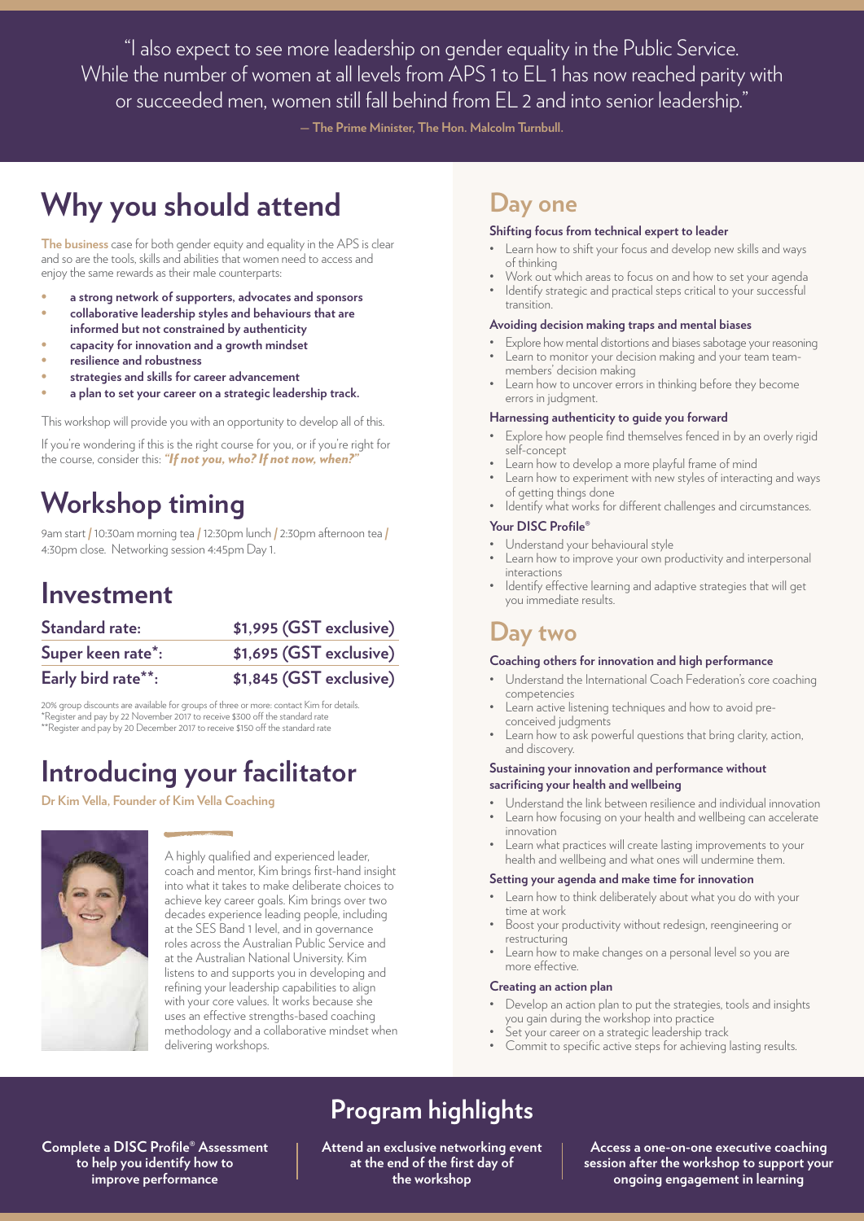"I also expect to see more leadership on gender equality in the Public Service. While the number of women at all levels from APS 1 to EL 1 has now reached parity with or succeeded men, women still fall behind from EL 2 and into senior leadership."

**— The Prime Minister, The Hon. Malcolm Turnbull.**

# Why you should attend

The business case for both gender equity and equality in the APS is clear and so are the tools, skills and abilities that women need to access and enjoy the same rewards as their male counterparts:

- **a strong network of supporters, advocates and sponsors**
- **collaborative leadership styles and behaviours that are informed but not constrained by authenticity**
- **capacity for innovation and a growth mindset**
- **resilience and robustness**
- **strategies and skills for career advancement**
- **a plan to set your career on a strategic leadership track.**

This workshop will provide you with an opportunity to develop all of this.

If you're wondering if this is the right course for you, or if you're right for the course, consider this: ***"If not you, who? If not now, when?"***

# Workshop timing

9am start / 10:30am morning tea / 12:30pm lunch / 2:30pm afternoon tea / 4:30pm close. Networking session 4:45pm Day 1.

# Investment

| | |
|---|---|
| **Standard rate:** | **$1,995 (GST exclusive)** |
| **Super keen rate*:** | **$1,695 (GST exclusive)** |
| **Early bird rate**:** | **$1,845 (GST exclusive)** |

20% group discounts are available for groups of three or more; contact Kim for details.
*Register and pay by 22 November 2017 to receive $300 off the standard rate
**Register and pay by 20 December 2017 to receive $150 off the standard rate

# Introducing your facilitator

**Dr Kim Vella, Founder of Kim Vella Coaching**

A highly qualified and experienced leader, coach and mentor, Kim brings first-hand insight into what it takes to make deliberate choices to achieve key career goals. Kim brings over two decades experience leading people, including at the SES Band 1 level, and in governance roles across the Australian Public Service and at the Australian National University. Kim listens to and supports you in developing and refining your leadership capabilities to align with your core values. It works because she uses an effective strengths-based coaching methodology and a collaborative mindset when delivering workshops.

# Day one

### Shifting focus from technical expert to leader

- Learn how to shift your focus and develop new skills and ways of thinking
- Work out which areas to focus on and how to set your agenda
- Identify strategic and practical steps critical to your successful transition.

### Avoiding decision making traps and mental biases

- Explore how mental distortions and biases sabotage your reasoning
- Learn to monitor your decision making and your team team-members' decision making
- Learn how to uncover errors in thinking before they become errors in judgment.

### Harnessing authenticity to guide you forward

- Explore how people find themselves fenced in by an overly rigid self-concept
- Learn how to develop a more playful frame of mind
- Learn how to experiment with new styles of interacting and ways of getting things done
- Identify what works for different challenges and circumstances.

### Your DISC Profile®

- Understand your behavioural style
- Learn how to improve your own productivity and interpersonal interactions
- Identify effective learning and adaptive strategies that will get you immediate results.

# Day two

### Coaching others for innovation and high performance

- Understand the International Coach Federation's core coaching competencies
- Learn active listening techniques and how to avoid pre-conceived judgments
- Learn how to ask powerful questions that bring clarity, action, and discovery.

### Sustaining your innovation and performance without sacrificing your health and wellbeing

- Understand the link between resilience and individual innovation
- Learn how focusing on your health and wellbeing can accelerate innovation
- Learn what practices will create lasting improvements to your health and wellbeing and what ones will undermine them.

### Setting your agenda and make time for innovation

- Learn how to think deliberately about what you do with your time at work
- Boost your productivity without redesign, reengineering or restructuring
- Learn how to make changes on a personal level so you are more effective.

### Creating an action plan

- Develop an action plan to put the strategies, tools and insights you gain during the workshop into practice
- Set your career on a strategic leadership track
- Commit to specific active steps for achieving lasting results.

## Program highlights

**Complete a DISC Profile® Assessment to help you identify how to improve performance**

**Attend an exclusive networking event at the end of the first day of the workshop**

**Access a one-on-one executive coaching session after the workshop to support your ongoing engagement in learning**